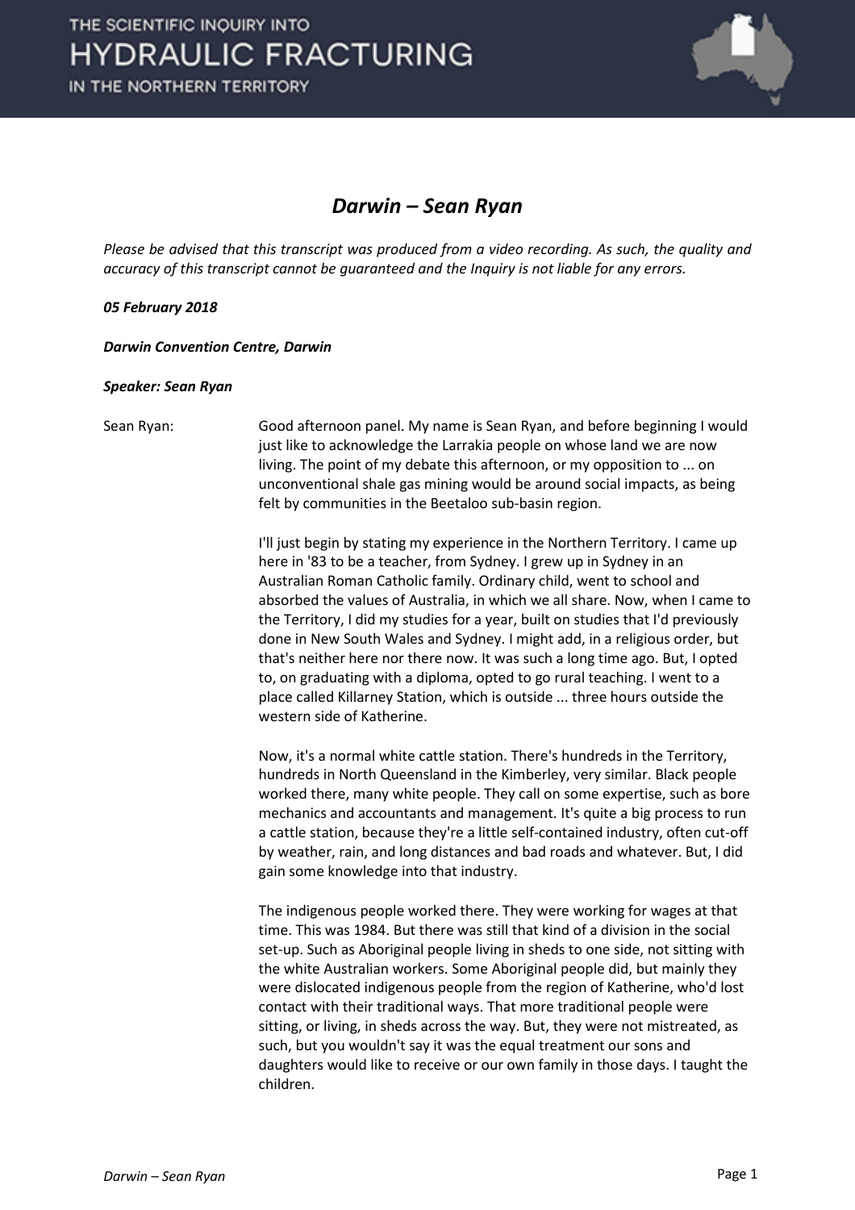# Darwin – Sean Ryan

*Please be advised that this transcript was produced from a video recording. As such, the quality and accuracy of this transcript cannot be guaranteed and the Inquiry is not liable for any errors.*

***05 February 2018***

***Darwin Convention Centre, Darwin***

***Speaker: Sean Ryan***

Sean Ryan: Good afternoon panel. My name is Sean Ryan, and before beginning I would just like to acknowledge the Larrakia people on whose land we are now living. The point of my debate this afternoon, or my opposition to ... on unconventional shale gas mining would be around social impacts, as being felt by communities in the Beetaloo sub-basin region.

I'll just begin by stating my experience in the Northern Territory. I came up here in '83 to be a teacher, from Sydney. I grew up in Sydney in an Australian Roman Catholic family. Ordinary child, went to school and absorbed the values of Australia, in which we all share. Now, when I came to the Territory, I did my studies for a year, built on studies that I'd previously done in New South Wales and Sydney. I might add, in a religious order, but that's neither here nor there now. It was such a long time ago. But, I opted to, on graduating with a diploma, opted to go rural teaching. I went to a place called Killarney Station, which is outside ... three hours outside the western side of Katherine.

Now, it's a normal white cattle station. There's hundreds in the Territory, hundreds in North Queensland in the Kimberley, very similar. Black people worked there, many white people. They call on some expertise, such as bore mechanics and accountants and management. It's quite a big process to run a cattle station, because they're a little self-contained industry, often cut-off by weather, rain, and long distances and bad roads and whatever. But, I did gain some knowledge into that industry.

The indigenous people worked there. They were working for wages at that time. This was 1984. But there was still that kind of a division in the social set-up. Such as Aboriginal people living in sheds to one side, not sitting with the white Australian workers. Some Aboriginal people did, but mainly they were dislocated indigenous people from the region of Katherine, who'd lost contact with their traditional ways. That more traditional people were sitting, or living, in sheds across the way. But, they were not mistreated, as such, but you wouldn't say it was the equal treatment our sons and daughters would like to receive or our own family in those days. I taught the children.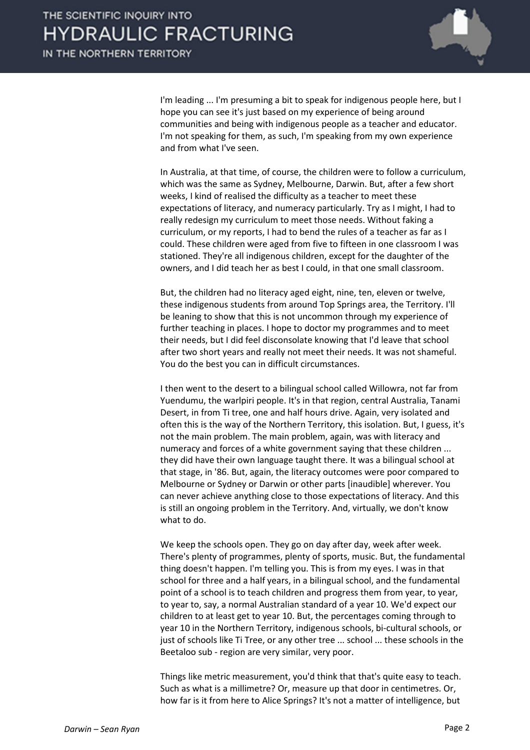I'm leading ... I'm presuming a bit to speak for indigenous people here, but I hope you can see it's just based on my experience of being around communities and being with indigenous people as a teacher and educator. I'm not speaking for them, as such, I'm speaking from my own experience and from what I've seen.

In Australia, at that time, of course, the children were to follow a curriculum, which was the same as Sydney, Melbourne, Darwin. But, after a few short weeks, I kind of realised the difficulty as a teacher to meet these expectations of literacy, and numeracy particularly. Try as I might, I had to really redesign my curriculum to meet those needs. Without faking a curriculum, or my reports, I had to bend the rules of a teacher as far as I could. These children were aged from five to fifteen in one classroom I was stationed. They're all indigenous children, except for the daughter of the owners, and I did teach her as best I could, in that one small classroom.

But, the children had no literacy aged eight, nine, ten, eleven or twelve, these indigenous students from around Top Springs area, the Territory. I'll be leaning to show that this is not uncommon through my experience of further teaching in places. I hope to doctor my programmes and to meet their needs, but I did feel disconsolate knowing that I'd leave that school after two short years and really not meet their needs. It was not shameful. You do the best you can in difficult circumstances.

I then went to the desert to a bilingual school called Willowra, not far from Yuendumu, the warlpiri people. It's in that region, central Australia, Tanami Desert, in from Ti tree, one and half hours drive. Again, very isolated and often this is the way of the Northern Territory, this isolation. But, I guess, it's not the main problem. The main problem, again, was with literacy and numeracy and forces of a white government saying that these children ... they did have their own language taught there. It was a bilingual school at that stage, in '86. But, again, the literacy outcomes were poor compared to Melbourne or Sydney or Darwin or other parts [inaudible] wherever. You can never achieve anything close to those expectations of literacy. And this is still an ongoing problem in the Territory. And, virtually, we don't know what to do.

We keep the schools open. They go on day after day, week after week. There's plenty of programmes, plenty of sports, music. But, the fundamental thing doesn't happen. I'm telling you. This is from my eyes. I was in that school for three and a half years, in a bilingual school, and the fundamental point of a school is to teach children and progress them from year, to year, to year to, say, a normal Australian standard of a year 10. We'd expect our children to at least get to year 10. But, the percentages coming through to year 10 in the Northern Territory, indigenous schools, bi-cultural schools, or just of schools like Ti Tree, or any other tree ... school ... these schools in the Beetaloo sub - region are very similar, very poor.

Things like metric measurement, you'd think that that's quite easy to teach. Such as what is a millimetre? Or, measure up that door in centimetres. Or, how far is it from here to Alice Springs? It's not a matter of intelligence, but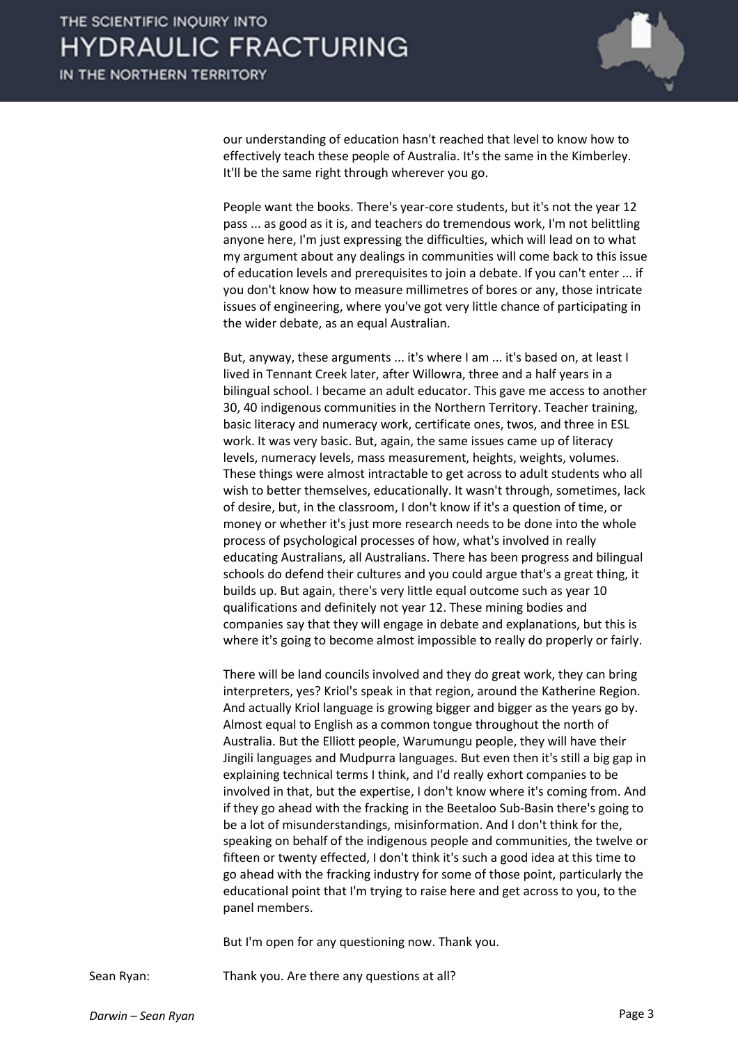our understanding of education hasn't reached that level to know how to effectively teach these people of Australia. It's the same in the Kimberley. It'll be the same right through wherever you go.

People want the books. There's year-core students, but it's not the year 12 pass ... as good as it is, and teachers do tremendous work, I'm not belittling anyone here, I'm just expressing the difficulties, which will lead on to what my argument about any dealings in communities will come back to this issue of education levels and prerequisites to join a debate. If you can't enter ... if you don't know how to measure millimetres of bores or any, those intricate issues of engineering, where you've got very little chance of participating in the wider debate, as an equal Australian.

But, anyway, these arguments ... it's where I am ... it's based on, at least I lived in Tennant Creek later, after Willowra, three and a half years in a bilingual school. I became an adult educator. This gave me access to another 30, 40 indigenous communities in the Northern Territory. Teacher training, basic literacy and numeracy work, certificate ones, twos, and three in ESL work. It was very basic. But, again, the same issues came up of literacy levels, numeracy levels, mass measurement, heights, weights, volumes. These things were almost intractable to get across to adult students who all wish to better themselves, educationally. It wasn't through, sometimes, lack of desire, but, in the classroom, I don't know if it's a question of time, or money or whether it's just more research needs to be done into the whole process of psychological processes of how, what's involved in really educating Australians, all Australians. There has been progress and bilingual schools do defend their cultures and you could argue that's a great thing, it builds up. But again, there's very little equal outcome such as year 10 qualifications and definitely not year 12. These mining bodies and companies say that they will engage in debate and explanations, but this is where it's going to become almost impossible to really do properly or fairly.

There will be land councils involved and they do great work, they can bring interpreters, yes? Kriol's speak in that region, around the Katherine Region. And actually Kriol language is growing bigger and bigger as the years go by. Almost equal to English as a common tongue throughout the north of Australia. But the Elliott people, Warumungu people, they will have their Jingili languages and Mudpurra languages. But even then it's still a big gap in explaining technical terms I think, and I'd really exhort companies to be involved in that, but the expertise, I don't know where it's coming from. And if they go ahead with the fracking in the Beetaloo Sub-Basin there's going to be a lot of misunderstandings, misinformation. And I don't think for the, speaking on behalf of the indigenous people and communities, the twelve or fifteen or twenty effected, I don't think it's such a good idea at this time to go ahead with the fracking industry for some of those point, particularly the educational point that I'm trying to raise here and get across to you, to the panel members.

But I'm open for any questioning now. Thank you.

Sean Ryan: Thank you. Are there any questions at all?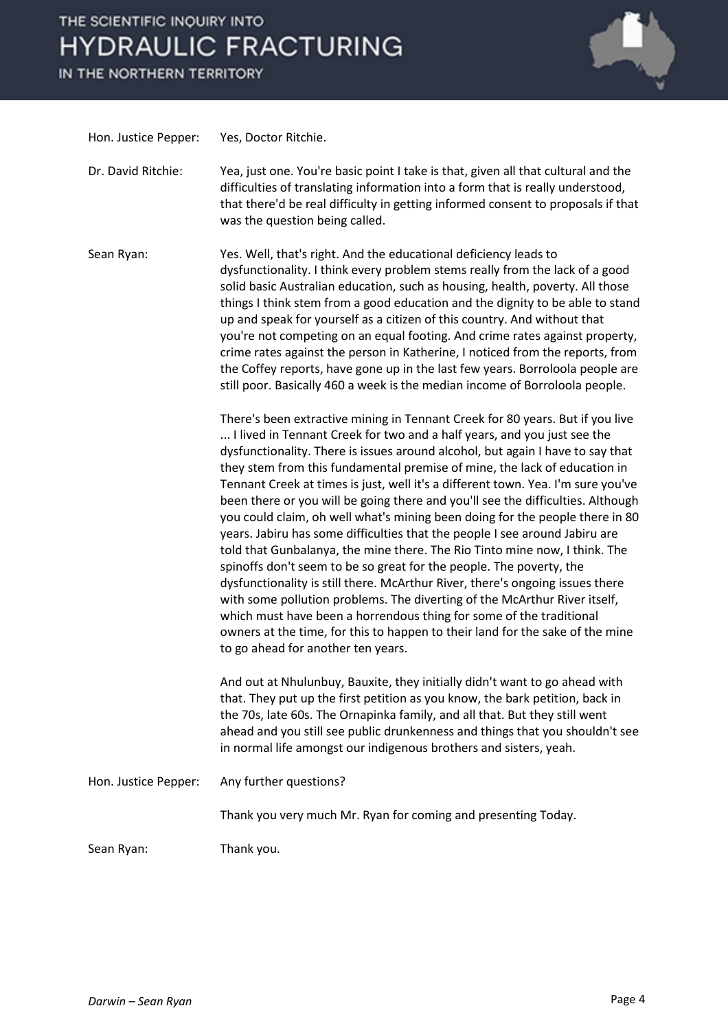**Hon. Justice Pepper:** Yes, Doctor Ritchie.

**Dr. David Ritchie:** Yea, just one. You're basic point I take is that, given all that cultural and the difficulties of translating information into a form that is really understood, that there'd be real difficulty in getting informed consent to proposals if that was the question being called.

**Sean Ryan:** Yes. Well, that's right. And the educational deficiency leads to dysfunctionality. I think every problem stems really from the lack of a good solid basic Australian education, such as housing, health, poverty. All those things I think stem from a good education and the dignity to be able to stand up and speak for yourself as a citizen of this country. And without that you're not competing on an equal footing. And crime rates against property, crime rates against the person in Katherine, I noticed from the reports, from the Coffey reports, have gone up in the last few years. Borroloola people are still poor. Basically 460 a week is the median income of Borroloola people.

There's been extractive mining in Tennant Creek for 80 years. But if you live ... I lived in Tennant Creek for two and a half years, and you just see the dysfunctionality. There is issues around alcohol, but again I have to say that they stem from this fundamental premise of mine, the lack of education in Tennant Creek at times is just, well it's a different town. Yea. I'm sure you've been there or you will be going there and you'll see the difficulties. Although you could claim, oh well what's mining been doing for the people there in 80 years. Jabiru has some difficulties that the people I see around Jabiru are told that Gunbalanya, the mine there. The Rio Tinto mine now, I think. The spinoffs don't seem to be so great for the people. The poverty, the dysfunctionality is still there. McArthur River, there's ongoing issues there with some pollution problems. The diverting of the McArthur River itself, which must have been a horrendous thing for some of the traditional owners at the time, for this to happen to their land for the sake of the mine to go ahead for another ten years.

And out at Nhulunbuy, Bauxite, they initially didn't want to go ahead with that. They put up the first petition as you know, the bark petition, back in the 70s, late 60s. The Ornapinka family, and all that. But they still went ahead and you still see public drunkenness and things that you shouldn't see in normal life amongst our indigenous brothers and sisters, yeah.

**Hon. Justice Pepper:** Any further questions?

Thank you very much Mr. Ryan for coming and presenting Today.

**Sean Ryan:** Thank you.